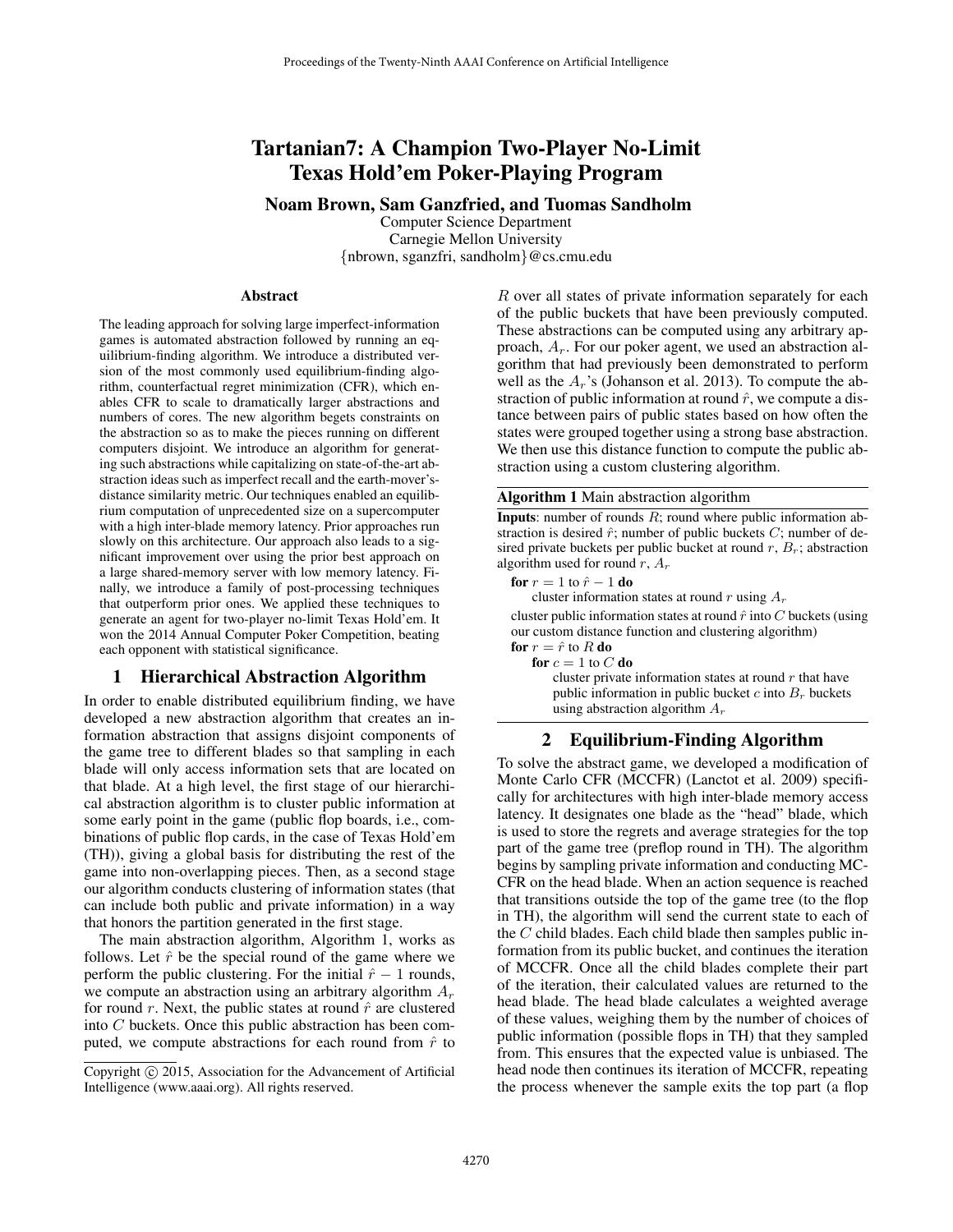# Tartanian7: A Champion Two-Player No-Limit Texas Hold'em Poker-Playing Program

**Noam Brown, Sam Ganzfried, and Tuomas Sandholm**

Computer Science Department
Carnegie Mellon University
{nbrown, sganzfri, sandholm}@cs.cmu.edu

### Abstract

The leading approach for solving large imperfect-information games is automated abstraction followed by running an equilibrium-finding algorithm. We introduce a distributed version of the most commonly used equilibrium-finding algorithm, counterfactual regret minimization (CFR), which enables CFR to scale to dramatically larger abstractions and numbers of cores. The new algorithm begets constraints on the abstraction so as to make the pieces running on different computers disjoint. We introduce an algorithm for generating such abstractions while capitalizing on state-of-the-art abstraction ideas such as imperfect recall and the earth-mover's-distance similarity metric. Our techniques enabled an equilibrium computation of unprecedented size on a supercomputer with a high inter-blade memory latency. Prior approaches run slowly on this architecture. Our approach also leads to a significant improvement over using the prior best approach on a large shared-memory server with low memory latency. Finally, we introduce a family of post-processing techniques that outperform prior ones. We applied these techniques to generate an agent for two-player no-limit Texas Hold'em. It won the 2014 Annual Computer Poker Competition, beating each opponent with statistical significance.

## 1 Hierarchical Abstraction Algorithm

In order to enable distributed equilibrium finding, we have developed a new abstraction algorithm that creates an information abstraction that assigns disjoint components of the game tree to different blades so that sampling in each blade will only access information sets that are located on that blade. At a high level, the first stage of our hierarchical abstraction algorithm is to cluster public information at some early point in the game (public flop boards, i.e., combinations of public flop cards, in the case of Texas Hold'em (TH)), giving a global basis for distributing the rest of the game into non-overlapping pieces. Then, as a second stage our algorithm conducts clustering of information states (that can include both public and private information) in a way that honors the partition generated in the first stage.

The main abstraction algorithm, Algorithm 1, works as follows. Let $\hat{r}$ be the special round of the game where we perform the public clustering. For the initial $\hat{r} - 1$ rounds, we compute an abstraction using an arbitrary algorithm $A_r$ for round $r$. Next, the public states at round $\hat{r}$ are clustered into $C$ buckets. Once this public abstraction has been computed, we compute abstractions for each round from $\hat{r}$ to $R$ over all states of private information separately for each of the public buckets that have been previously computed. These abstractions can be computed using any arbitrary approach, $A_r$. For our poker agent, we used an abstraction algorithm that had previously been demonstrated to perform well as the $A_r$'s (Johanson et al. 2013). To compute the abstraction of public information at round $\hat{r}$, we compute a distance between pairs of public states based on how often the states were grouped together using a strong base abstraction. We then use this distance function to compute the public abstraction using a custom clustering algorithm.

**Algorithm 1** Main abstraction algorithm

**Inputs**: number of rounds $R$; round where public information abstraction is desired $\hat{r}$; number of public buckets $C$; number of desired private buckets per public bucket at round $r$, $B_r$; abstraction algorithm used for round $r$, $A_r$

```
for r = 1 to r̂ − 1 do
    cluster information states at round r using A_r
cluster public information states at round r̂ into C buckets (using
our custom distance function and clustering algorithm)
for r = r̂ to R do
    for c = 1 to C do
        cluster private information states at round r that have
        public information in public bucket c into B_r buckets
        using abstraction algorithm A_r
```

## 2 Equilibrium-Finding Algorithm

To solve the abstract game, we developed a modification of Monte Carlo CFR (MCCFR) (Lanctot et al. 2009) specifically for architectures with high inter-blade memory access latency. It designates one blade as the "head" blade, which is used to store the regrets and average strategies for the top part of the game tree (preflop round in TH). The algorithm begins by sampling private information and conducting MCCFR on the head blade. When an action sequence is reached that transitions outside the top of the game tree (to the flop in TH), the algorithm will send the current state to each of the $C$ child blades. Each child blade then samples public information from its public bucket, and continues the iteration of MCCFR. Once all the child blades complete their part of the iteration, their calculated values are returned to the head blade. The head blade calculates a weighted average of these values, weighing them by the number of choices of public information (possible flops in TH) that they sampled from. This ensures that the expected value is unbiased. The head node then continues its iteration of MCCFR, repeating the process whenever the sample exits the top part (a flop

Copyright © 2015, Association for the Advancement of Artificial Intelligence (www.aaai.org). All rights reserved.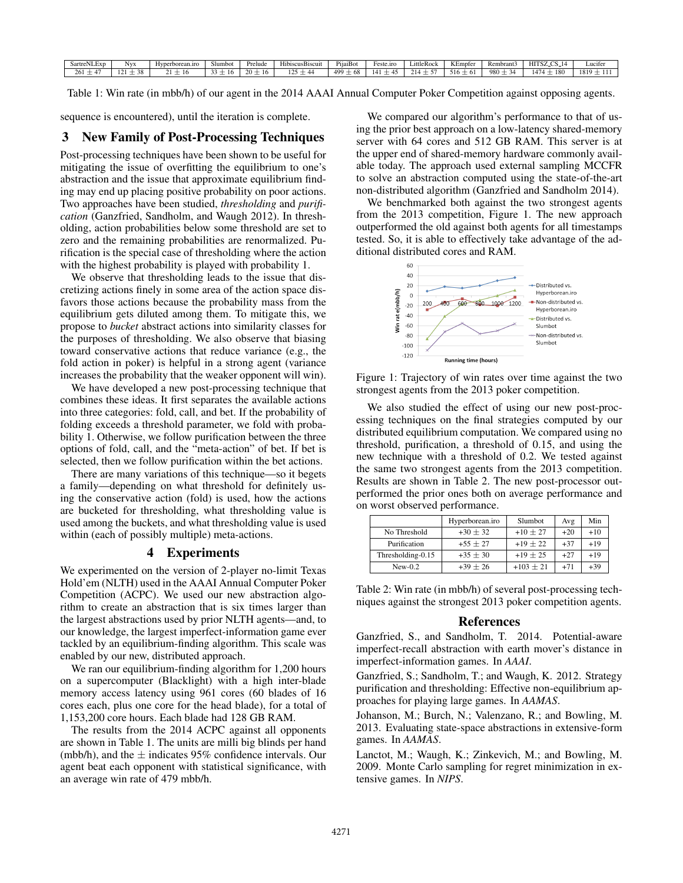| SartreNLExp | Nyx | Hyperborean.iro | Slumbot | Prelude | HibiscusBiscuit | PijaiBot | Feste.iro | LittleRock | KEmpfer | Rembrant3 | HITSZ_CS_14 | Lucifer |
|---|---|---|---|---|---|---|---|---|---|---|---|---|
| 261 ± 47 | 121 ± 38 | 21 ± 16 | 33 ± 16 | 20 ± 16 | 125 ± 44 | 499 ± 68 | 141 ± 45 | 214 ± 57 | 516 ± 61 | 980 ± 34 | 1474 ± 180 | 1819 ± 111 |

Table 1: Win rate (in mbb/h) of our agent in the 2014 AAAI Annual Computer Poker Competition against opposing agents.

sequence is encountered), until the iteration is complete.

## 3 New Family of Post-Processing Techniques

Post-processing techniques have been shown to be useful for mitigating the issue of overfitting the equilibrium to one's abstraction and the issue that approximate equilibrium finding may end up placing positive probability on poor actions. Two approaches have been studied, *thresholding* and *purification* (Ganzfried, Sandholm, and Waugh 2012). In thresholding, action probabilities below some threshold are set to zero and the remaining probabilities are renormalized. Purification is the special case of thresholding where the action with the highest probability is played with probability 1.

We observe that thresholding leads to the issue that discretizing actions finely in some area of the action space disfavors those actions because the probability mass from the equilibrium gets diluted among them. To mitigate this, we propose to *bucket* abstract actions into similarity classes for the purposes of thresholding. We also observe that biasing toward conservative actions that reduce variance (e.g., the fold action in poker) is helpful in a strong agent (variance increases the probability that the weaker opponent will win).

We have developed a new post-processing technique that combines these ideas. It first separates the available actions into three categories: fold, call, and bet. If the probability of folding exceeds a threshold parameter, we fold with probability 1. Otherwise, we follow purification between the three options of fold, call, and the "meta-action" of bet. If bet is selected, then we follow purification within the bet actions.

There are many variations of this technique—so it begets a family—depending on what threshold for definitely using the conservative action (fold) is used, how the actions are bucketed for thresholding, what thresholding value is used among the buckets, and what thresholding value is used within (each of possibly multiple) meta-actions.

## 4 Experiments

We experimented on the version of 2-player no-limit Texas Hold'em (NLTH) used in the AAAI Annual Computer Poker Competition (ACPC). We used our new abstraction algorithm to create an abstraction that is six times larger than the largest abstractions used by prior NLTH agents—and, to our knowledge, the largest imperfect-information game ever tackled by an equilibrium-finding algorithm. This scale was enabled by our new, distributed approach.

We ran our equilibrium-finding algorithm for 1,200 hours on a supercomputer (Blacklight) with a high inter-blade memory access latency using 961 cores (60 blades of 16 cores each, plus one core for the head blade), for a total of 1,153,200 core hours. Each blade had 128 GB RAM.

The results from the 2014 ACPC against all opponents are shown in Table 1. The units are milli big blinds per hand (mbb/h), and the ± indicates 95% confidence intervals. Our agent beat each opponent with statistical significance, with an average win rate of 479 mbb/h.

We compared our algorithm's performance to that of using the prior best approach on a low-latency shared-memory server with 64 cores and 512 GB RAM. This server is at the upper end of shared-memory hardware commonly available today. The approach used external sampling MCCFR to solve an abstraction computed using the state-of-the-art non-distributed algorithm (Ganzfried and Sandholm 2014).

We benchmarked both against the two strongest agents from the 2013 competition, Figure 1. The new approach outperformed the old against both agents for all timestamps tested. So, it is able to effectively take advantage of the additional distributed cores and RAM.

60
40
20
0
-20
-40
-60
-80
-100
-120
200 400 600 800 1000 1200
Win rate (mbb/h)
Running time (hours)
Distributed vs. Hyperborean.iro
Non-distributed vs. Hyperborean.iro
Distributed vs. Slumbot
Non-distributed vs. Slumbot

Figure 1: Trajectory of win rates over time against the two strongest agents from the 2013 poker competition.

We also studied the effect of using our new post-processing techniques on the final strategies computed by our distributed equilibrium computation. We compared using no threshold, purification, a threshold of 0.15, and using the new technique with a threshold of 0.2. We tested against the same two strongest agents from the 2013 competition. Results are shown in Table 2. The new post-processor outperformed the prior ones both on average performance and on worst observed performance.

| | Hyperborean.iro | Slumbot | Avg | Min |
|---|---|---|---|---|
| No Threshold | +30 ± 32 | +10 ± 27 | +20 | +10 |
| Purification | +55 ± 27 | +19 ± 22 | +37 | +19 |
| Thresholding-0.15 | +35 ± 30 | +19 ± 25 | +27 | +19 |
| New-0.2 | +39 ± 26 | +103 ± 21 | +71 | +39 |

Table 2: Win rate (in mbb/h) of several post-processing techniques against the strongest 2013 poker competition agents.

## References

Ganzfried, S., and Sandholm, T. 2014. Potential-aware imperfect-recall abstraction with earth mover's distance in imperfect-information games. In *AAAI*.

Ganzfried, S.; Sandholm, T.; and Waugh, K. 2012. Strategy purification and thresholding: Effective non-equilibrium approaches for playing large games. In *AAMAS*.

Johanson, M.; Burch, N.; Valenzano, R.; and Bowling, M. 2013. Evaluating state-space abstractions in extensive-form games. In *AAMAS*.

Lanctot, M.; Waugh, K.; Zinkevich, M.; and Bowling, M. 2009. Monte Carlo sampling for regret minimization in extensive games. In *NIPS*.